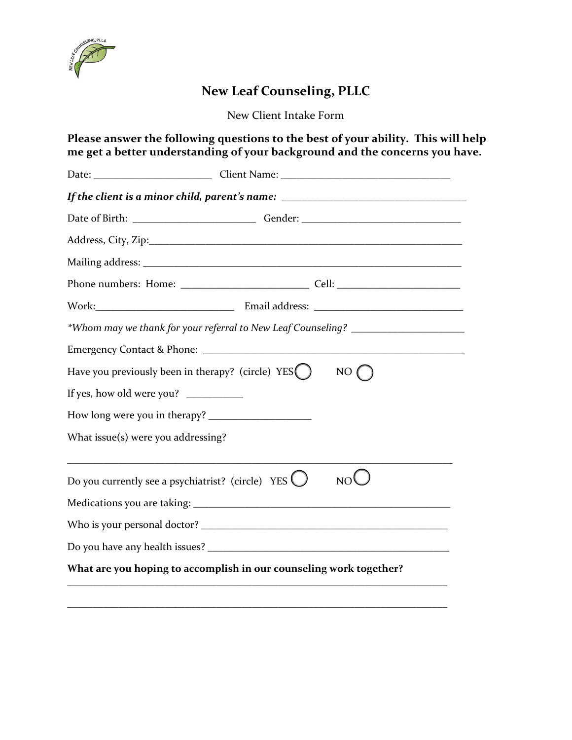# New Leaf Counseling, PLLC

New Client Intake Form

**Please answer the following questions to the best of your ability. This will help me get a better understanding of your background and the concerns you have.**

Date: ______________________ Client Name: _______________________________

***If the client is a minor child, parent's name:*** __________________________________

Date of Birth: ______________________ Gender: _____________________________

Address, City, Zip:__________________________________________________________

Mailing address: ____________________________________________________________

Phone numbers: Home: ______________________ Cell: _____________________

Work:_________________________ Email address: ___________________________

*\*Whom may we thank for your referral to New Leaf Counseling?* ____________________

Emergency Contact & Phone: ________________________________________________

Have you previously been in therapy? (circle) YES ◯ NO ◯

If yes, how old were you? __________

How long were you in therapy? ___________________

What issue(s) were you addressing?

________________________________________________________________________

Do you currently see a psychiatrist? (circle) YES ◯ NO ◯

Medications you are taking: ____________________________________________

Who is your personal doctor? ___________________________________________

Do you have any health issues? _________________________________________

**What are you hoping to accomplish in our counseling work together?**

________________________________________________________________________

________________________________________________________________________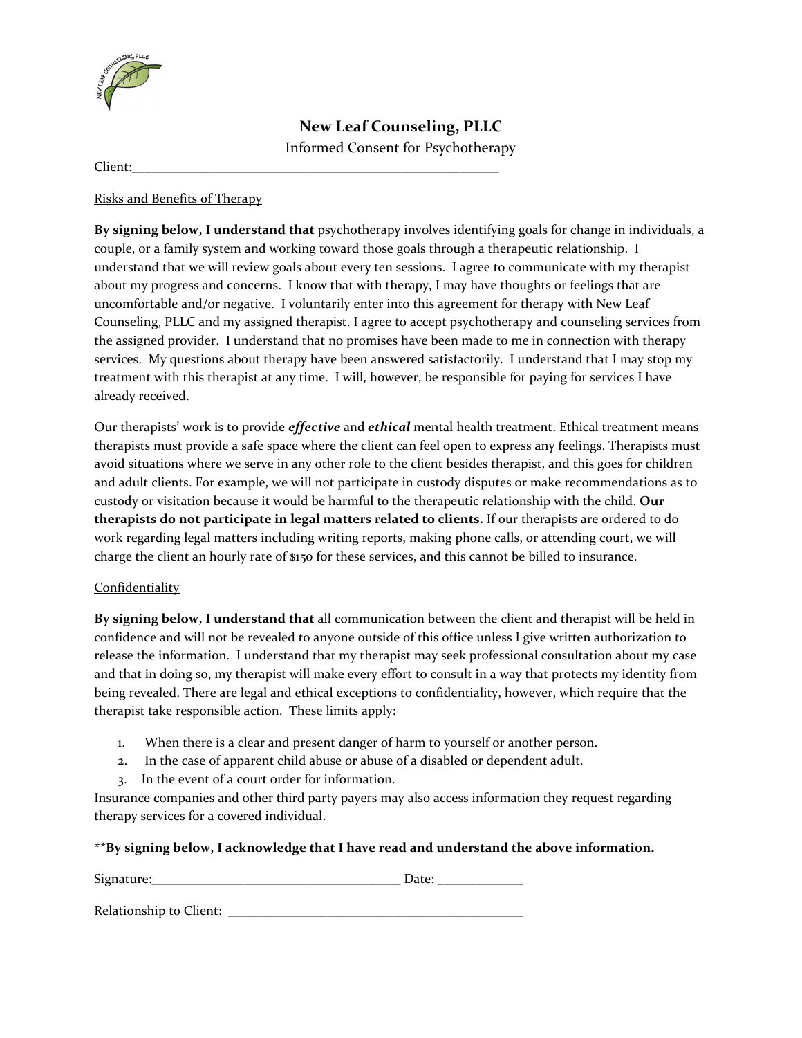# New Leaf Counseling, PLLC

Informed Consent for Psychotherapy

Client:_______________________________________________________

Risks and Benefits of Therapy

**By signing below, I understand that** psychotherapy involves identifying goals for change in individuals, a couple, or a family system and working toward those goals through a therapeutic relationship. I understand that we will review goals about every ten sessions. I agree to communicate with my therapist about my progress and concerns. I know that with therapy, I may have thoughts or feelings that are uncomfortable and/or negative. I voluntarily enter into this agreement for therapy with New Leaf Counseling, PLLC and my assigned therapist. I agree to accept psychotherapy and counseling services from the assigned provider. I understand that no promises have been made to me in connection with therapy services. My questions about therapy have been answered satisfactorily. I understand that I may stop my treatment with this therapist at any time. I will, however, be responsible for paying for services I have already received.

Our therapists' work is to provide ***effective*** and ***ethical*** mental health treatment. Ethical treatment means therapists must provide a safe space where the client can feel open to express any feelings. Therapists must avoid situations where we serve in any other role to the client besides therapist, and this goes for children and adult clients. For example, we will not participate in custody disputes or make recommendations as to custody or visitation because it would be harmful to the therapeutic relationship with the child. **Our therapists do not participate in legal matters related to clients.** If our therapists are ordered to do work regarding legal matters including writing reports, making phone calls, or attending court, we will charge the client an hourly rate of $150 for these services, and this cannot be billed to insurance.

Confidentiality

**By signing below, I understand that** all communication between the client and therapist will be held in confidence and will not be revealed to anyone outside of this office unless I give written authorization to release the information. I understand that my therapist may seek professional consultation about my case and that in doing so, my therapist will make every effort to consult in a way that protects my identity from being revealed. There are legal and ethical exceptions to confidentiality, however, which require that the therapist take responsible action. These limits apply:

1. When there is a clear and present danger of harm to yourself or another person.
2. In the case of apparent child abuse or abuse of a disabled or dependent adult.
3. In the event of a court order for information.

Insurance companies and other third party payers may also access information they request regarding therapy services for a covered individual.

**\*\*By signing below, I acknowledge that I have read and understand the above information.**

Signature:_____________________________________ Date: _____________

Relationship to Client: ____________________________________________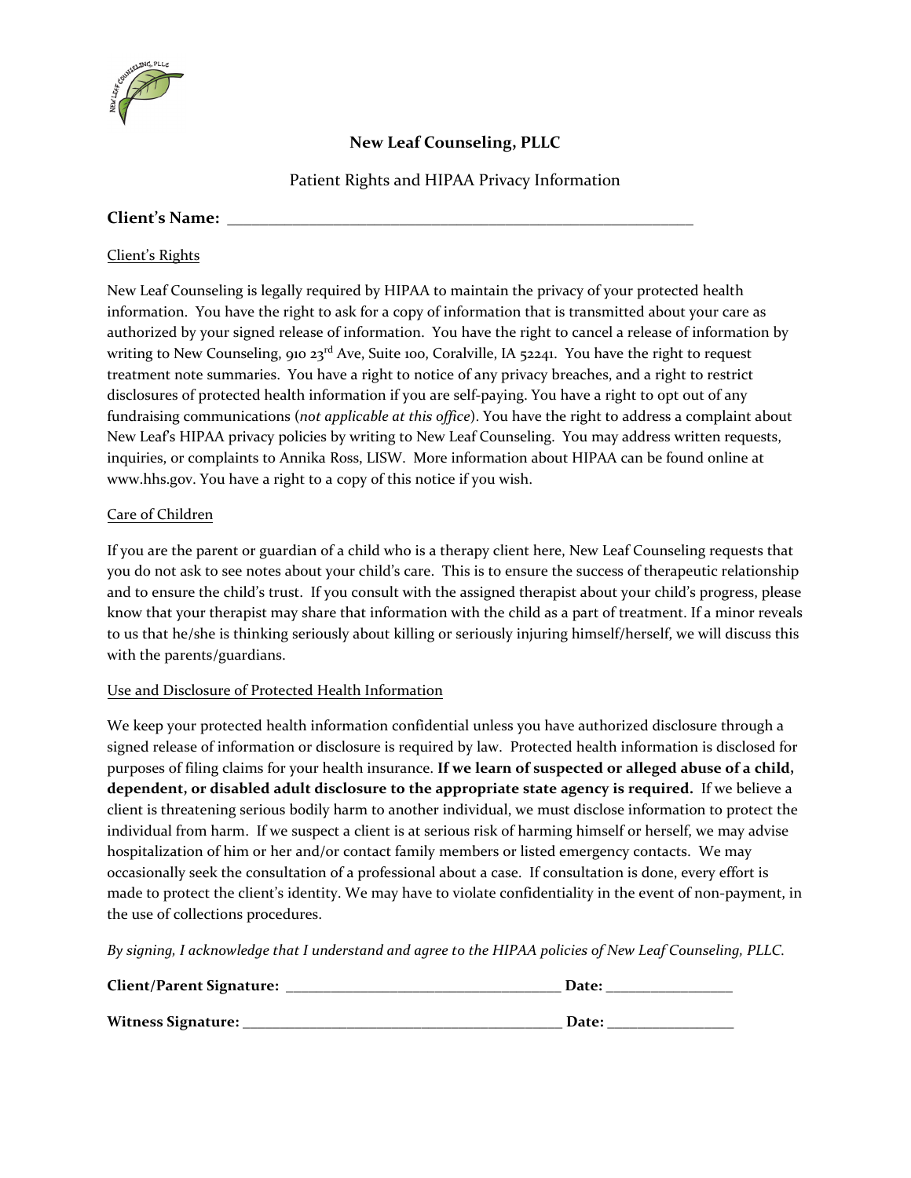**New Leaf Counseling, PLLC**

Patient Rights and HIPAA Privacy Information

**Client's Name:** ___________________________________________________________

Client's Rights

New Leaf Counseling is legally required by HIPAA to maintain the privacy of your protected health information. You have the right to ask for a copy of information that is transmitted about your care as authorized by your signed release of information. You have the right to cancel a release of information by writing to New Counseling, 910 23rd Ave, Suite 100, Coralville, IA 52241. You have the right to request treatment note summaries. You have a right to notice of any privacy breaches, and a right to restrict disclosures of protected health information if you are self-paying. You have a right to opt out of any fundraising communications (*not applicable at this office*). You have the right to address a complaint about New Leaf's HIPAA privacy policies by writing to New Leaf Counseling. You may address written requests, inquiries, or complaints to Annika Ross, LISW. More information about HIPAA can be found online at www.hhs.gov. You have a right to a copy of this notice if you wish.

Care of Children

If you are the parent or guardian of a child who is a therapy client here, New Leaf Counseling requests that you do not ask to see notes about your child's care. This is to ensure the success of therapeutic relationship and to ensure the child's trust. If you consult with the assigned therapist about your child's progress, please know that your therapist may share that information with the child as a part of treatment. If a minor reveals to us that he/she is thinking seriously about killing or seriously injuring himself/herself, we will discuss this with the parents/guardians.

Use and Disclosure of Protected Health Information

We keep your protected health information confidential unless you have authorized disclosure through a signed release of information or disclosure is required by law. Protected health information is disclosed for purposes of filing claims for your health insurance. **If we learn of suspected or alleged abuse of a child, dependent, or disabled adult disclosure to the appropriate state agency is required.** If we believe a client is threatening serious bodily harm to another individual, we must disclose information to protect the individual from harm. If we suspect a client is at serious risk of harming himself or herself, we may advise hospitalization of him or her and/or contact family members or listed emergency contacts. We may occasionally seek the consultation of a professional about a case. If consultation is done, every effort is made to protect the client's identity. We may have to violate confidentiality in the event of non-payment, in the use of collections procedures.

*By signing, I acknowledge that I understand and agree to the HIPAA policies of New Leaf Counseling, PLLC.*

**Client/Parent Signature:** ____________________________________ **Date:** ________________

**Witness Signature:** ___________________________________________ **Date:** ________________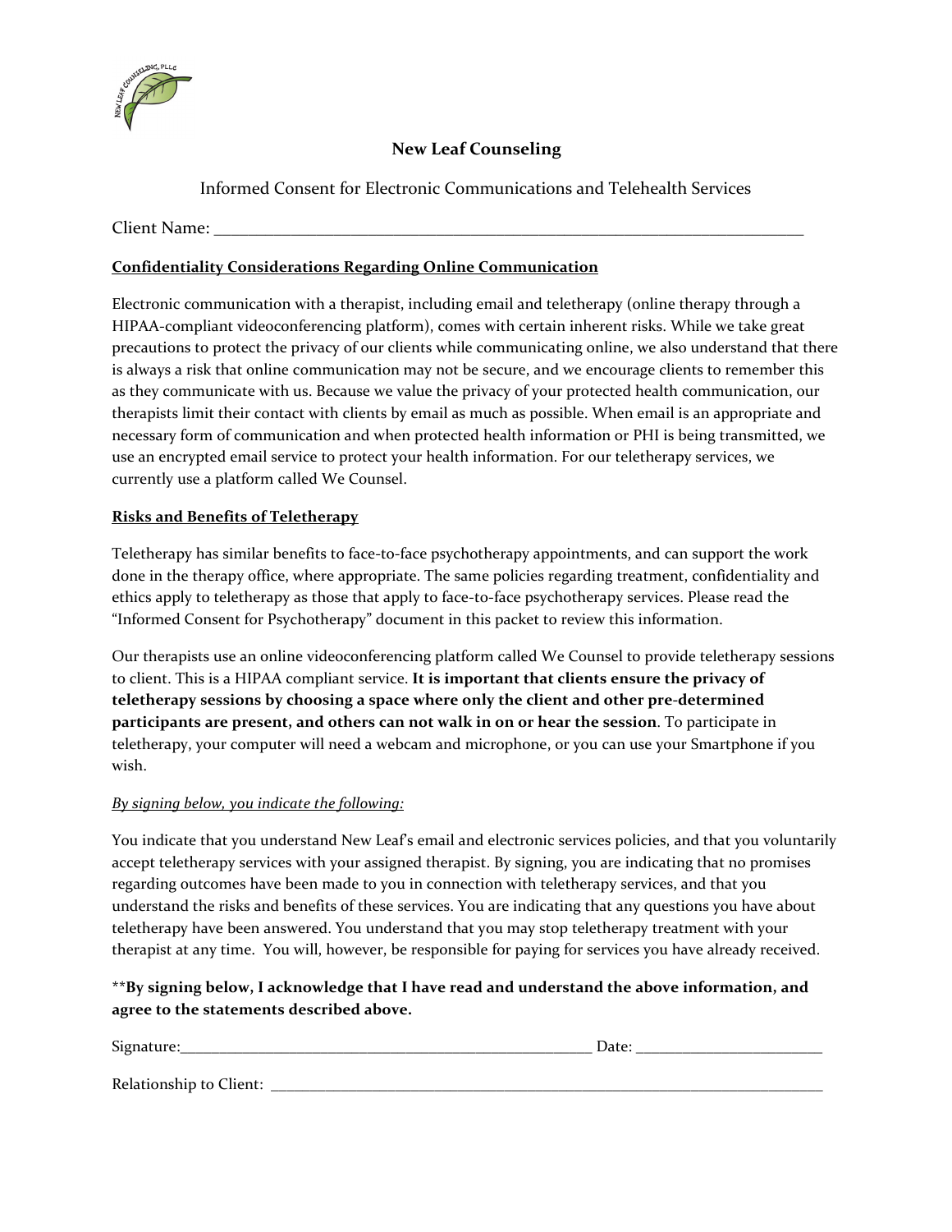# New Leaf Counseling

Informed Consent for Electronic Communications and Telehealth Services

Client Name: ___________________________________________________________________________

**Confidentiality Considerations Regarding Online Communication**

Electronic communication with a therapist, including email and teletherapy (online therapy through a HIPAA-compliant videoconferencing platform), comes with certain inherent risks. While we take great precautions to protect the privacy of our clients while communicating online, we also understand that there is always a risk that online communication may not be secure, and we encourage clients to remember this as they communicate with us. Because we value the privacy of your protected health communication, our therapists limit their contact with clients by email as much as possible. When email is an appropriate and necessary form of communication and when protected health information or PHI is being transmitted, we use an encrypted email service to protect your health information. For our teletherapy services, we currently use a platform called We Counsel.

**Risks and Benefits of Teletherapy**

Teletherapy has similar benefits to face-to-face psychotherapy appointments, and can support the work done in the therapy office, where appropriate. The same policies regarding treatment, confidentiality and ethics apply to teletherapy as those that apply to face-to-face psychotherapy services. Please read the "Informed Consent for Psychotherapy" document in this packet to review this information.

Our therapists use an online videoconferencing platform called We Counsel to provide teletherapy sessions to client. This is a HIPAA compliant service. **It is important that clients ensure the privacy of teletherapy sessions by choosing a space where only the client and other pre-determined participants are present, and others can not walk in on or hear the session**. To participate in teletherapy, your computer will need a webcam and microphone, or you can use your Smartphone if you wish.

*By signing below, you indicate the following:*

You indicate that you understand New Leaf's email and electronic services policies, and that you voluntarily accept teletherapy services with your assigned therapist. By signing, you are indicating that no promises regarding outcomes have been made to you in connection with teletherapy services, and that you understand the risks and benefits of these services. You are indicating that any questions you have about teletherapy have been answered. You understand that you may stop teletherapy treatment with your therapist at any time. You will, however, be responsible for paying for services you have already received.

**\*\*By signing below, I acknowledge that I have read and understand the above information, and agree to the statements described above.**

Signature:_____________________________________________________ Date: ________________________

Relationship to Client: ________________________________________________________________________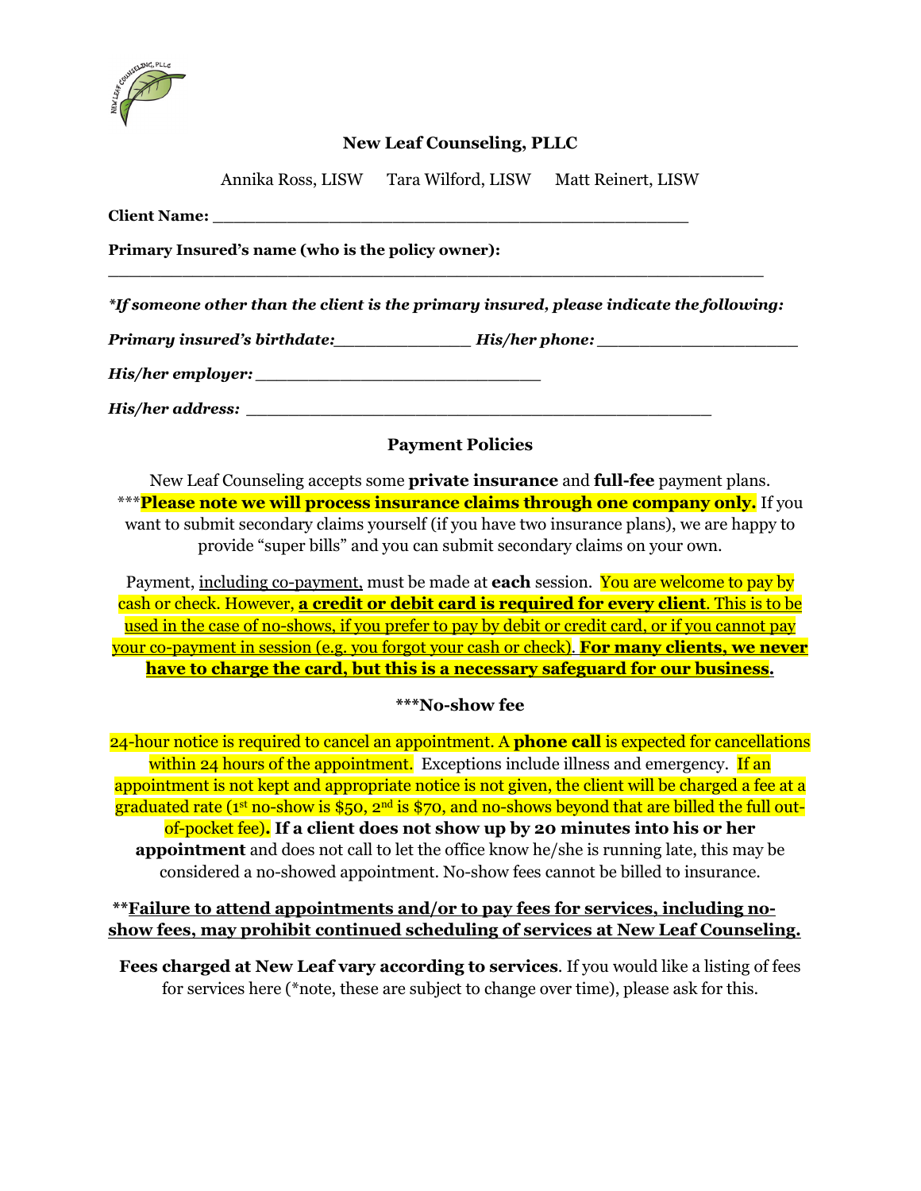# New Leaf Counseling, PLLC

Annika Ross, LISW      Tara Wilford, LISW      Matt Reinert, LISW

**Client Name:** ________________________________________________

**Primary Insured's name (who is the policy owner):**

__________________________________________________________________

***\*If someone other than the client is the primary insured, please indicate the following:***

***Primary insured's birthdate:*** ____________ ***His/her phone:*** ____________________

***His/her employer:*** ____________________________

***His/her address:*** ______________________________________________

## Payment Policies

New Leaf Counseling accepts some **private insurance** and **full-fee** payment plans. ***Please note we will process insurance claims through one company only.** If you want to submit secondary claims yourself (if you have two insurance plans), we are happy to provide "super bills" and you can submit secondary claims on your own.

Payment, including co-payment, must be made at **each** session. You are welcome to pay by cash or check. However, **a credit or debit card is required for every client**. This is to be used in the case of no-shows, if you prefer to pay by debit or credit card, or if you cannot pay your co-payment in session (e.g. you forgot your cash or check). **For many clients, we never have to charge the card, but this is a necessary safeguard for our business.**

### ***No-show fee

24-hour notice is required to cancel an appointment. A **phone call** is expected for cancellations within 24 hours of the appointment. Exceptions include illness and emergency. If an appointment is not kept and appropriate notice is not given, the client will be charged a fee at a graduated rate (1st no-show is $50, 2nd is $70, and no-shows beyond that are billed the full out-of-pocket fee). **If a client does not show up by 20 minutes into his or her appointment** and does not call to let the office know he/she is running late, this may be considered a no-showed appointment. No-show fees cannot be billed to insurance.

****Failure to attend appointments and/or to pay fees for services, including no-show fees, may prohibit continued scheduling of services at New Leaf Counseling.**

**Fees charged at New Leaf vary according to services**. If you would like a listing of fees for services here (*note, these are subject to change over time), please ask for this.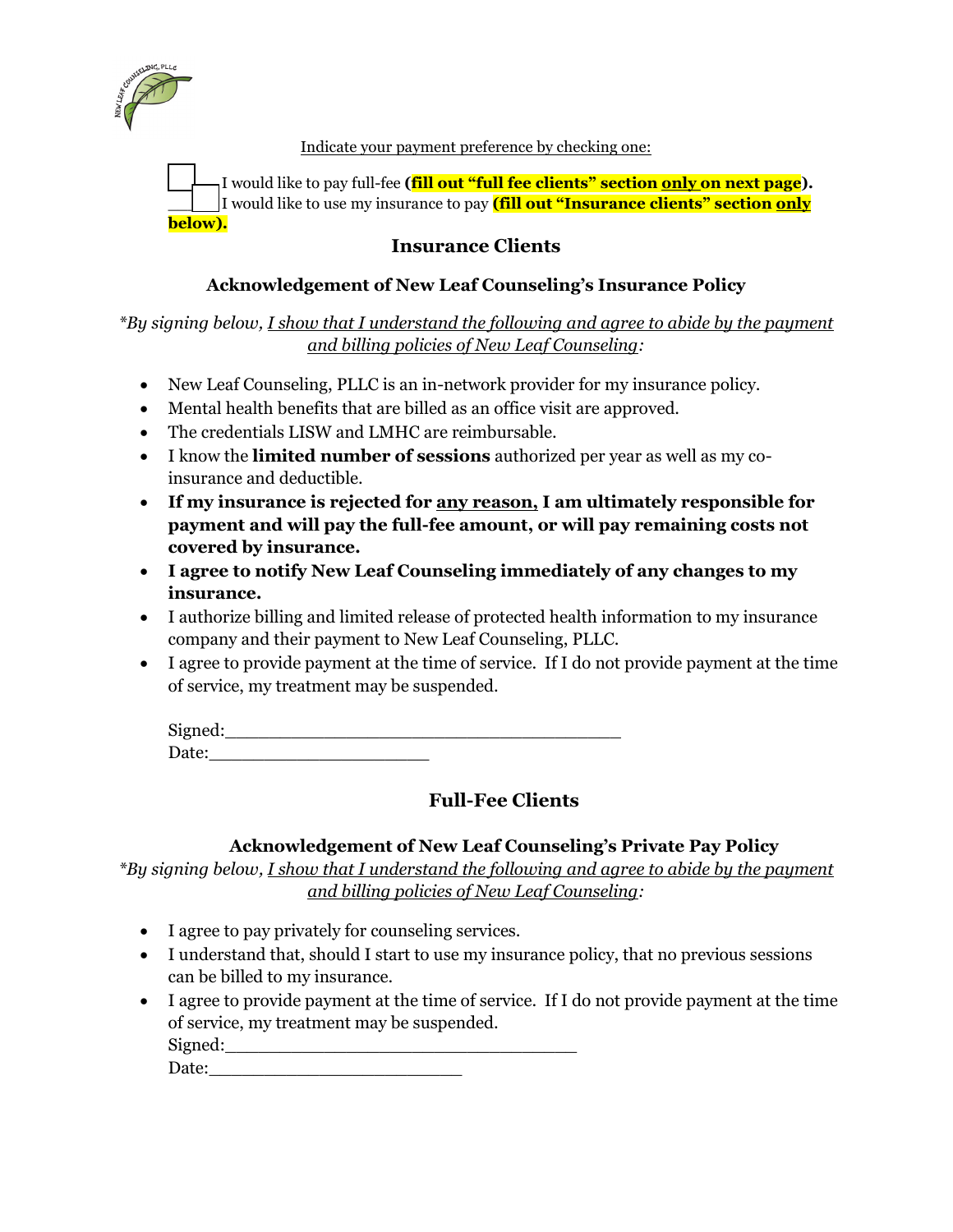Indicate your payment preference by checking one:

☐ I would like to pay full-fee **(fill out "full fee clients" section only on next page).**
☐ I would like to use my insurance to pay **(fill out "Insurance clients" section only below).**

## Insurance Clients

### Acknowledgement of New Leaf Counseling's Insurance Policy

*\*By signing below, I show that I understand the following and agree to abide by the payment and billing policies of New Leaf Counseling:*

- New Leaf Counseling, PLLC is an in-network provider for my insurance policy.
- Mental health benefits that are billed as an office visit are approved.
- The credentials LISW and LMHC are reimbursable.
- I know the **limited number of sessions** authorized per year as well as my co-insurance and deductible.
- **If my insurance is rejected for any reason, I am ultimately responsible for payment and will pay the full-fee amount, or will pay remaining costs not covered by insurance.**
- **I agree to notify New Leaf Counseling immediately of any changes to my insurance.**
- I authorize billing and limited release of protected health information to my insurance company and their payment to New Leaf Counseling, PLLC.
- I agree to provide payment at the time of service. If I do not provide payment at the time of service, my treatment may be suspended.

Signed:_______________________________________
Date:_____________________

## Full-Fee Clients

### Acknowledgement of New Leaf Counseling's Private Pay Policy

*\*By signing below, I show that I understand the following and agree to abide by the payment and billing policies of New Leaf Counseling:*

- I agree to pay privately for counseling services.
- I understand that, should I start to use my insurance policy, that no previous sessions can be billed to my insurance.
- I agree to provide payment at the time of service. If I do not provide payment at the time of service, my treatment may be suspended.

Signed:__________________________________
Date:________________________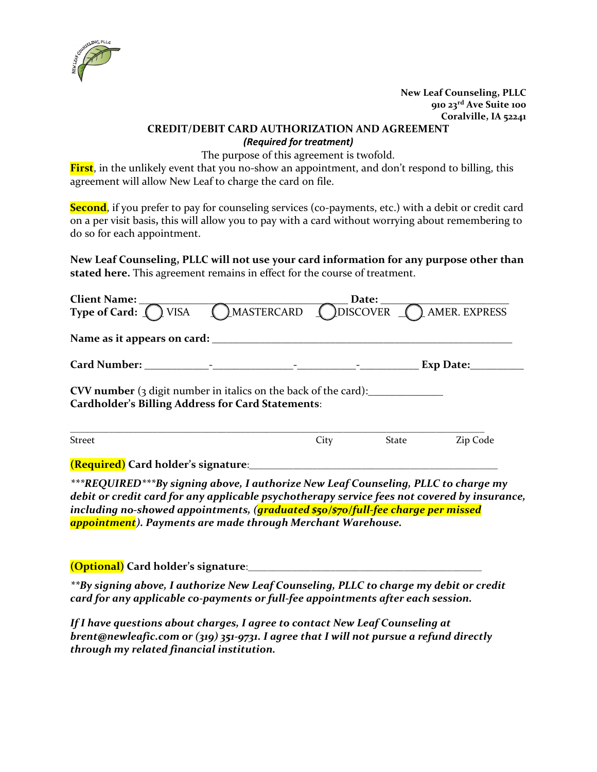**New Leaf Counseling, PLLC**
**910 23rd Ave Suite 100**
**Coralville, IA 52241**

## CREDIT/DEBIT CARD AUTHORIZATION AND AGREEMENT

***(Required for treatment)***

The purpose of this agreement is twofold.

**First**, in the unlikely event that you no-show an appointment, and don't respond to billing, this agreement will allow New Leaf to charge the card on file.

**Second**, if you prefer to pay for counseling services (co-payments, etc.) with a debit or credit card on a per visit basis, this will allow you to pay with a card without worrying about remembering to do so for each appointment.

**New Leaf Counseling, PLLC will not use your card information for any purpose other than stated here.** This agreement remains in effect for the course of treatment.

**Client Name:** ______________________________________ **Date:** ______________________

**Type of Card:** ◯ VISA ◯ MASTERCARD ◯ DISCOVER ◯ AMER. EXPRESS

**Name as it appears on card:** ______________________________________________________

**Card Number:** ___________-______________-__________-__________ **Exp Date:**_________

**CVV number** (3 digit number in italics on the back of the card):_____________

**Cardholder's Billing Address for Card Statements**:

___________________________________________________________________________

Street City State Zip Code

**(Required) Card holder's signature**:_____________________________________________

***\*\*\*REQUIRED\*\*\*By signing above, I authorize New Leaf Counseling, PLLC to charge my debit or credit card for any applicable psychotherapy service fees not covered by insurance, including no-showed appointments, (graduated $50/$70/full-fee charge per missed appointment). Payments are made through Merchant Warehouse.***

**(Optional) Card holder's signature**:_____________________________________________

***\*\*By signing above, I authorize New Leaf Counseling, PLLC to charge my debit or credit card for any applicable co-payments or full-fee appointments after each session.***

***If I have questions about charges, I agree to contact New Leaf Counseling at brent@newleafic.com or (319) 351-9731. I agree that I will not pursue a refund directly through my related financial institution.***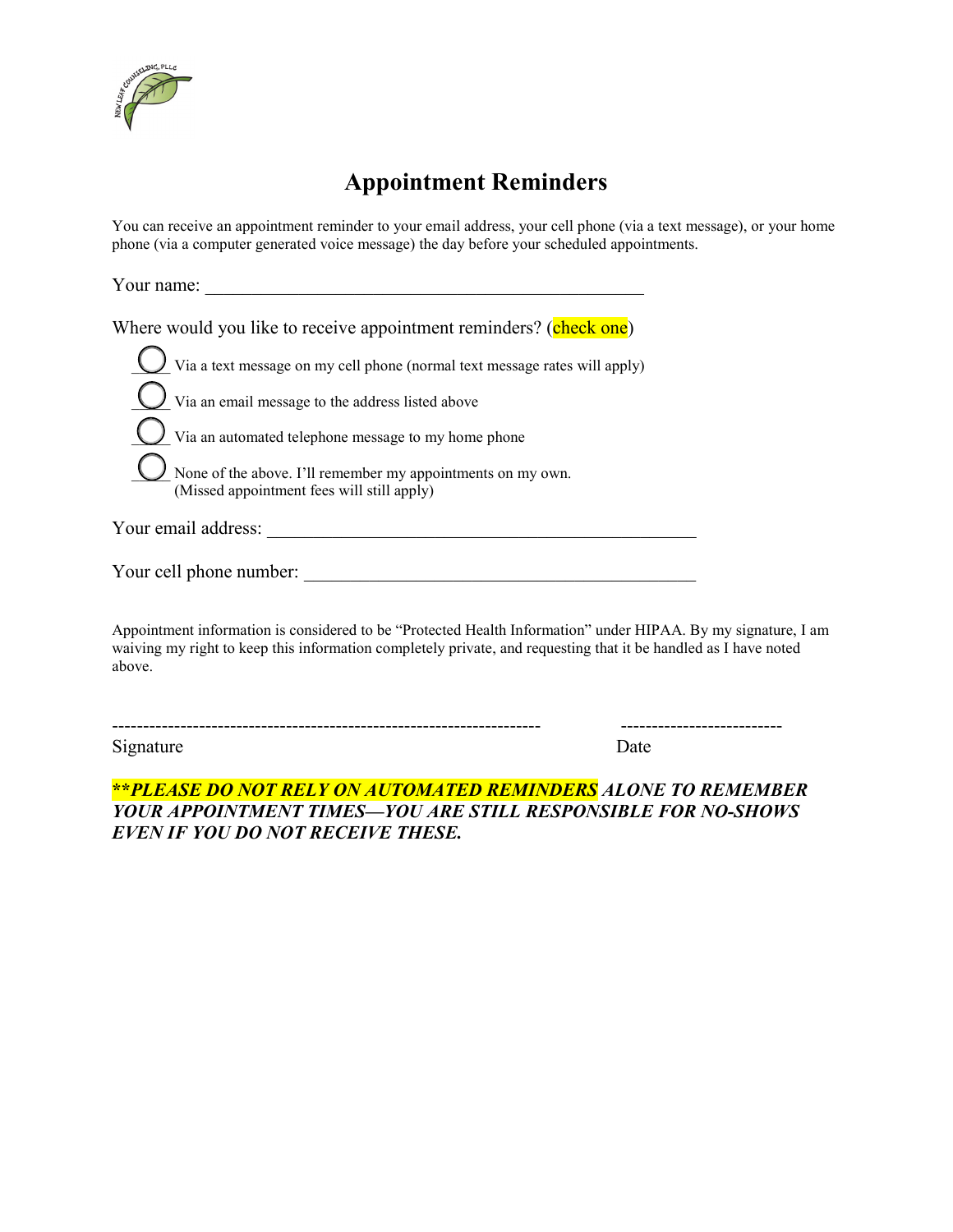# Appointment Reminders

You can receive an appointment reminder to your email address, your cell phone (via a text message), or your home phone (via a computer generated voice message) the day before your scheduled appointments.

Your name: ________________________________________________

Where would you like to receive appointment reminders? (check one)

- ◯ Via a text message on my cell phone (normal text message rates will apply)
- ◯ Via an email message to the address listed above
- ◯ Via an automated telephone message to my home phone
- ◯ None of the above. I'll remember my appointments on my own. (Missed appointment fees will still apply)

Your email address: ________________________________________________

Your cell phone number: ____________________________________________

Appointment information is considered to be "Protected Health Information" under HIPAA. By my signature, I am waiving my right to keep this information completely private, and requesting that it be handled as I have noted above.

---------------------------------------------------------------------- --------------------------

Signature Date

***\*\*PLEASE DO NOT RELY ON AUTOMATED REMINDERS ALONE TO REMEMBER YOUR APPOINTMENT TIMES—YOU ARE STILL RESPONSIBLE FOR NO-SHOWS EVEN IF YOU DO NOT RECEIVE THESE.***